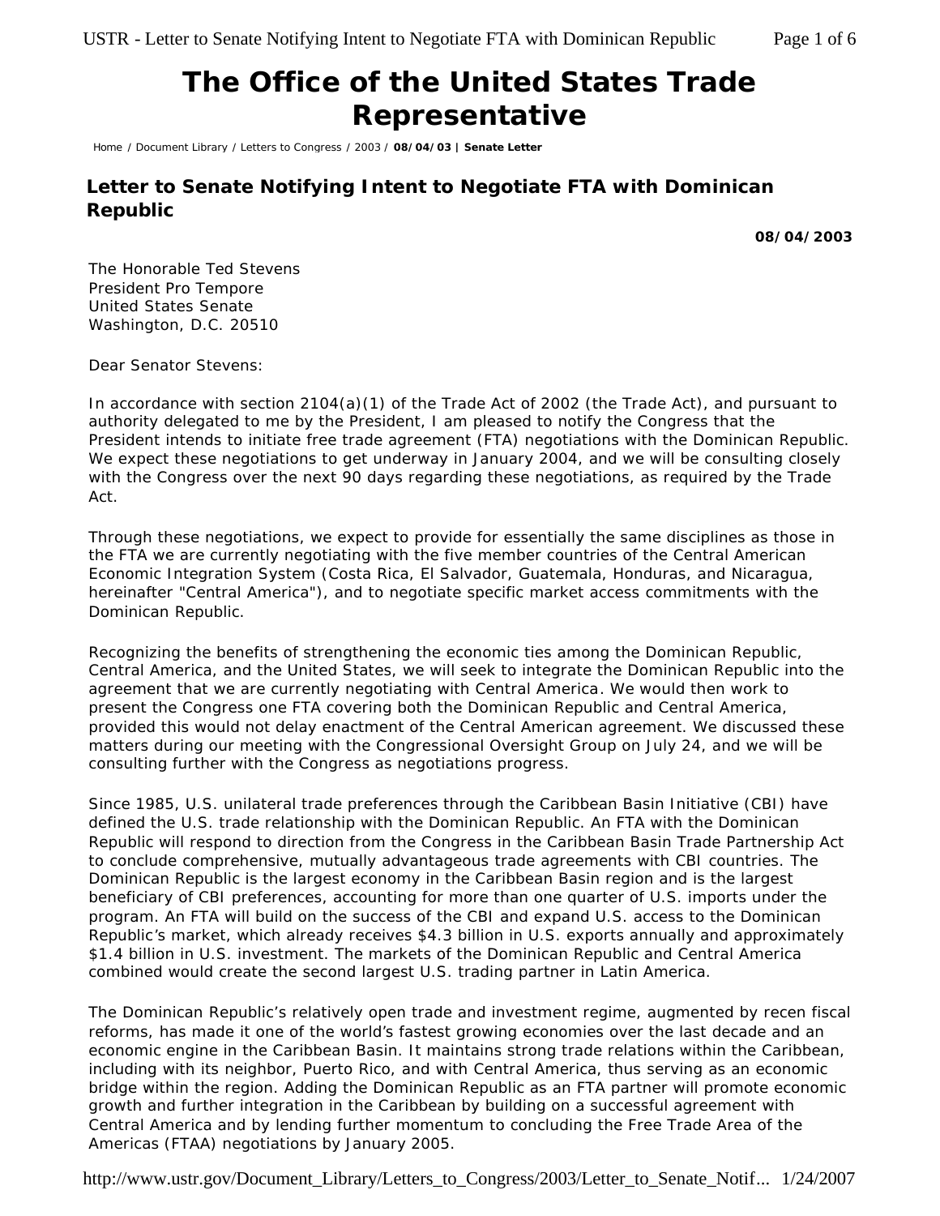# The Office of the United States Trade Representative

Home / Document Library / Letters to Congress / 2003 / **08/04/03 | Senate Letter**

## Letter to Senate Notifying Intent to Negotiate FTA with Dominican Republic

**08/04/2003**

The Honorable Ted Stevens
President Pro Tempore
United States Senate
Washington, D.C. 20510

Dear Senator Stevens:

In accordance with section 2104(a)(1) of the Trade Act of 2002 (the Trade Act), and pursuant to authority delegated to me by the President, I am pleased to notify the Congress that the President intends to initiate free trade agreement (FTA) negotiations with the Dominican Republic. We expect these negotiations to get underway in January 2004, and we will be consulting closely with the Congress over the next 90 days regarding these negotiations, as required by the Trade Act.

Through these negotiations, we expect to provide for essentially the same disciplines as those in the FTA we are currently negotiating with the five member countries of the Central American Economic Integration System (Costa Rica, El Salvador, Guatemala, Honduras, and Nicaragua, hereinafter "Central America"), and to negotiate specific market access commitments with the Dominican Republic.

Recognizing the benefits of strengthening the economic ties among the Dominican Republic, Central America, and the United States, we will seek to integrate the Dominican Republic into the agreement that we are currently negotiating with Central America. We would then work to present the Congress one FTA covering both the Dominican Republic and Central America, provided this would not delay enactment of the Central American agreement. We discussed these matters during our meeting with the Congressional Oversight Group on July 24, and we will be consulting further with the Congress as negotiations progress.

Since 1985, U.S. unilateral trade preferences through the Caribbean Basin Initiative (CBI) have defined the U.S. trade relationship with the Dominican Republic. An FTA with the Dominican Republic will respond to direction from the Congress in the Caribbean Basin Trade Partnership Act to conclude comprehensive, mutually advantageous trade agreements with CBI countries. The Dominican Republic is the largest economy in the Caribbean Basin region and is the largest beneficiary of CBI preferences, accounting for more than one quarter of U.S. imports under the program. An FTA will build on the success of the CBI and expand U.S. access to the Dominican Republic's market, which already receives $4.3 billion in U.S. exports annually and approximately $1.4 billion in U.S. investment. The markets of the Dominican Republic and Central America combined would create the second largest U.S. trading partner in Latin America.

The Dominican Republic's relatively open trade and investment regime, augmented by recen fiscal reforms, has made it one of the world's fastest growing economies over the last decade and an economic engine in the Caribbean Basin. It maintains strong trade relations within the Caribbean, including with its neighbor, Puerto Rico, and with Central America, thus serving as an economic bridge within the region. Adding the Dominican Republic as an FTA partner will promote economic growth and further integration in the Caribbean by building on a successful agreement with Central America and by lending further momentum to concluding the Free Trade Area of the Americas (FTAA) negotiations by January 2005.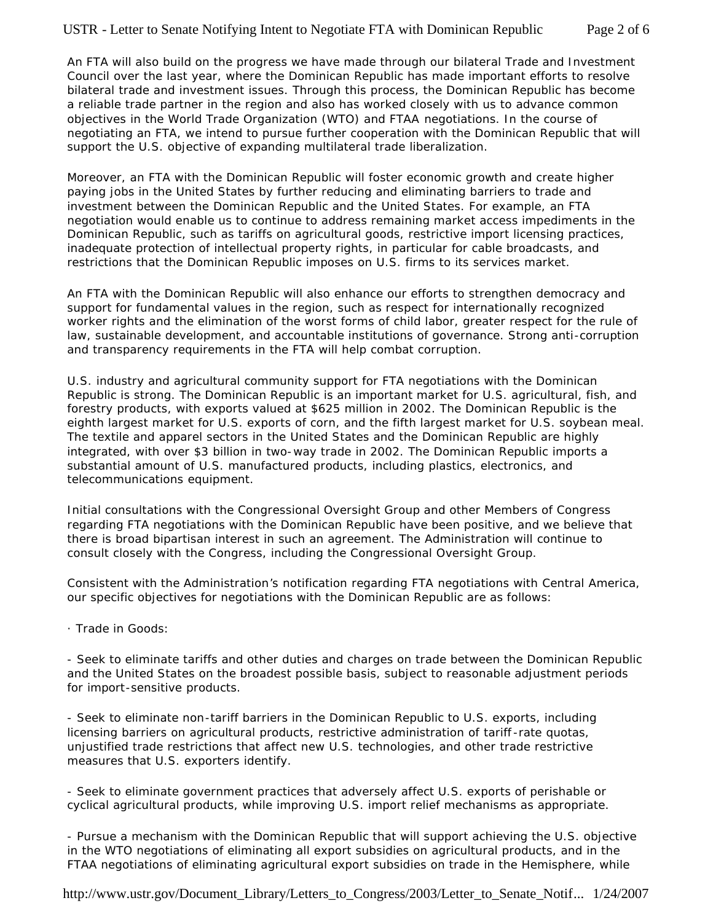An FTA will also build on the progress we have made through our bilateral Trade and Investment Council over the last year, where the Dominican Republic has made important efforts to resolve bilateral trade and investment issues. Through this process, the Dominican Republic has become a reliable trade partner in the region and also has worked closely with us to advance common objectives in the World Trade Organization (WTO) and FTAA negotiations. In the course of negotiating an FTA, we intend to pursue further cooperation with the Dominican Republic that will support the U.S. objective of expanding multilateral trade liberalization.

Moreover, an FTA with the Dominican Republic will foster economic growth and create higher paying jobs in the United States by further reducing and eliminating barriers to trade and investment between the Dominican Republic and the United States. For example, an FTA negotiation would enable us to continue to address remaining market access impediments in the Dominican Republic, such as tariffs on agricultural goods, restrictive import licensing practices, inadequate protection of intellectual property rights, in particular for cable broadcasts, and restrictions that the Dominican Republic imposes on U.S. firms to its services market.

An FTA with the Dominican Republic will also enhance our efforts to strengthen democracy and support for fundamental values in the region, such as respect for internationally recognized worker rights and the elimination of the worst forms of child labor, greater respect for the rule of law, sustainable development, and accountable institutions of governance. Strong anti-corruption and transparency requirements in the FTA will help combat corruption.

U.S. industry and agricultural community support for FTA negotiations with the Dominican Republic is strong. The Dominican Republic is an important market for U.S. agricultural, fish, and forestry products, with exports valued at $625 million in 2002. The Dominican Republic is the eighth largest market for U.S. exports of corn, and the fifth largest market for U.S. soybean meal. The textile and apparel sectors in the United States and the Dominican Republic are highly integrated, with over $3 billion in two-way trade in 2002. The Dominican Republic imports a substantial amount of U.S. manufactured products, including plastics, electronics, and telecommunications equipment.

Initial consultations with the Congressional Oversight Group and other Members of Congress regarding FTA negotiations with the Dominican Republic have been positive, and we believe that there is broad bipartisan interest in such an agreement. The Administration will continue to consult closely with the Congress, including the Congressional Oversight Group.

Consistent with the Administration's notification regarding FTA negotiations with Central America, our specific objectives for negotiations with the Dominican Republic are as follows:

· Trade in Goods:

- Seek to eliminate tariffs and other duties and charges on trade between the Dominican Republic and the United States on the broadest possible basis, subject to reasonable adjustment periods for import-sensitive products.

- Seek to eliminate non-tariff barriers in the Dominican Republic to U.S. exports, including licensing barriers on agricultural products, restrictive administration of tariff-rate quotas, unjustified trade restrictions that affect new U.S. technologies, and other trade restrictive measures that U.S. exporters identify.

- Seek to eliminate government practices that adversely affect U.S. exports of perishable or cyclical agricultural products, while improving U.S. import relief mechanisms as appropriate.

- Pursue a mechanism with the Dominican Republic that will support achieving the U.S. objective in the WTO negotiations of eliminating all export subsidies on agricultural products, and in the FTAA negotiations of eliminating agricultural export subsidies on trade in the Hemisphere, while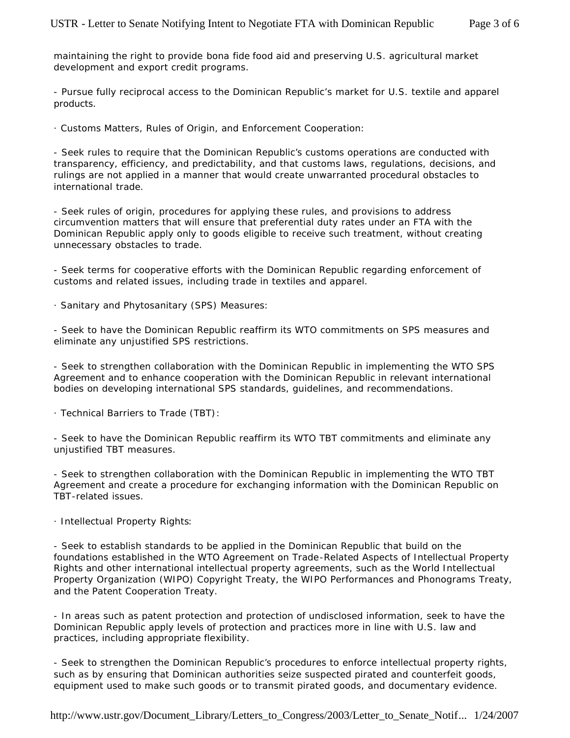maintaining the right to provide bona fide food aid and preserving U.S. agricultural market development and export credit programs.

- Pursue fully reciprocal access to the Dominican Republic's market for U.S. textile and apparel products.

· Customs Matters, Rules of Origin, and Enforcement Cooperation:

- Seek rules to require that the Dominican Republic's customs operations are conducted with transparency, efficiency, and predictability, and that customs laws, regulations, decisions, and rulings are not applied in a manner that would create unwarranted procedural obstacles to international trade.

- Seek rules of origin, procedures for applying these rules, and provisions to address circumvention matters that will ensure that preferential duty rates under an FTA with the Dominican Republic apply only to goods eligible to receive such treatment, without creating unnecessary obstacles to trade.

- Seek terms for cooperative efforts with the Dominican Republic regarding enforcement of customs and related issues, including trade in textiles and apparel.

· Sanitary and Phytosanitary (SPS) Measures:

- Seek to have the Dominican Republic reaffirm its WTO commitments on SPS measures and eliminate any unjustified SPS restrictions.

- Seek to strengthen collaboration with the Dominican Republic in implementing the WTO SPS Agreement and to enhance cooperation with the Dominican Republic in relevant international bodies on developing international SPS standards, guidelines, and recommendations.

· Technical Barriers to Trade (TBT):

- Seek to have the Dominican Republic reaffirm its WTO TBT commitments and eliminate any unjustified TBT measures.

- Seek to strengthen collaboration with the Dominican Republic in implementing the WTO TBT Agreement and create a procedure for exchanging information with the Dominican Republic on TBT-related issues.

· Intellectual Property Rights:

- Seek to establish standards to be applied in the Dominican Republic that build on the foundations established in the WTO Agreement on Trade-Related Aspects of Intellectual Property Rights and other international intellectual property agreements, such as the World Intellectual Property Organization (WIPO) Copyright Treaty, the WIPO Performances and Phonograms Treaty, and the Patent Cooperation Treaty.

- In areas such as patent protection and protection of undisclosed information, seek to have the Dominican Republic apply levels of protection and practices more in line with U.S. law and practices, including appropriate flexibility.

- Seek to strengthen the Dominican Republic's procedures to enforce intellectual property rights, such as by ensuring that Dominican authorities seize suspected pirated and counterfeit goods, equipment used to make such goods or to transmit pirated goods, and documentary evidence.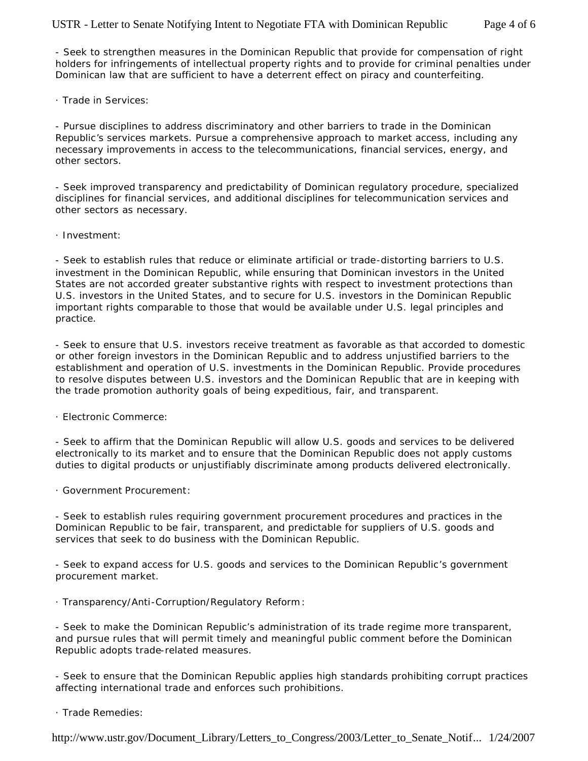- Seek to strengthen measures in the Dominican Republic that provide for compensation of right holders for infringements of intellectual property rights and to provide for criminal penalties under Dominican law that are sufficient to have a deterrent effect on piracy and counterfeiting.

· Trade in Services:

- Pursue disciplines to address discriminatory and other barriers to trade in the Dominican Republic's services markets. Pursue a comprehensive approach to market access, including any necessary improvements in access to the telecommunications, financial services, energy, and other sectors.

- Seek improved transparency and predictability of Dominican regulatory procedure, specialized disciplines for financial services, and additional disciplines for telecommunication services and other sectors as necessary.

· Investment:

- Seek to establish rules that reduce or eliminate artificial or trade-distorting barriers to U.S. investment in the Dominican Republic, while ensuring that Dominican investors in the United States are not accorded greater substantive rights with respect to investment protections than U.S. investors in the United States, and to secure for U.S. investors in the Dominican Republic important rights comparable to those that would be available under U.S. legal principles and practice.

- Seek to ensure that U.S. investors receive treatment as favorable as that accorded to domestic or other foreign investors in the Dominican Republic and to address unjustified barriers to the establishment and operation of U.S. investments in the Dominican Republic. Provide procedures to resolve disputes between U.S. investors and the Dominican Republic that are in keeping with the trade promotion authority goals of being expeditious, fair, and transparent.

· Electronic Commerce:

- Seek to affirm that the Dominican Republic will allow U.S. goods and services to be delivered electronically to its market and to ensure that the Dominican Republic does not apply customs duties to digital products or unjustifiably discriminate among products delivered electronically.

· Government Procurement:

- Seek to establish rules requiring government procurement procedures and practices in the Dominican Republic to be fair, transparent, and predictable for suppliers of U.S. goods and services that seek to do business with the Dominican Republic.

- Seek to expand access for U.S. goods and services to the Dominican Republic's government procurement market.

· Transparency/Anti-Corruption/Regulatory Reform:

- Seek to make the Dominican Republic's administration of its trade regime more transparent, and pursue rules that will permit timely and meaningful public comment before the Dominican Republic adopts trade-related measures.

- Seek to ensure that the Dominican Republic applies high standards prohibiting corrupt practices affecting international trade and enforces such prohibitions.

· Trade Remedies: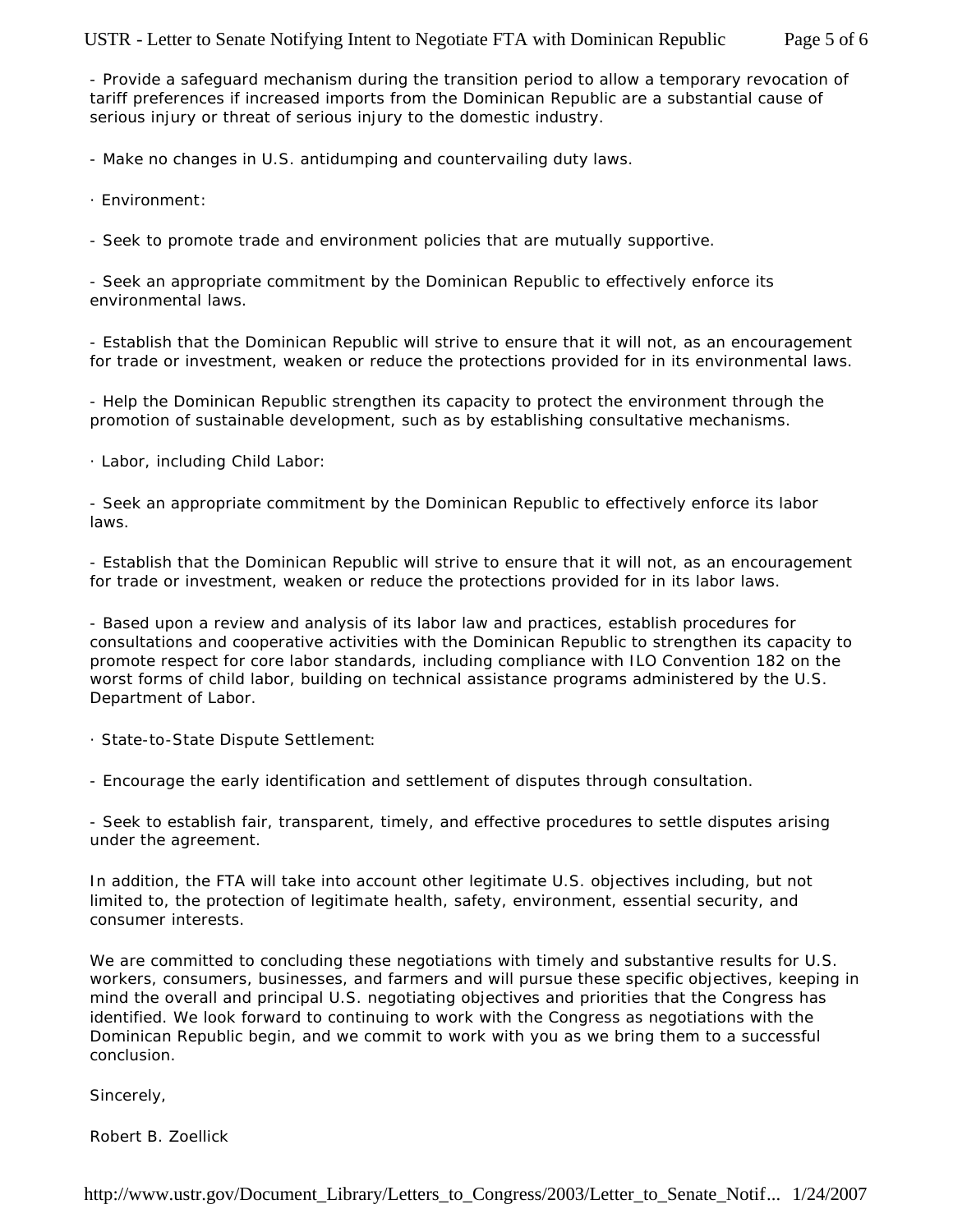- Provide a safeguard mechanism during the transition period to allow a temporary revocation of tariff preferences if increased imports from the Dominican Republic are a substantial cause of serious injury or threat of serious injury to the domestic industry.

- Make no changes in U.S. antidumping and countervailing duty laws.

· Environment:

- Seek to promote trade and environment policies that are mutually supportive.

- Seek an appropriate commitment by the Dominican Republic to effectively enforce its environmental laws.

- Establish that the Dominican Republic will strive to ensure that it will not, as an encouragement for trade or investment, weaken or reduce the protections provided for in its environmental laws.

- Help the Dominican Republic strengthen its capacity to protect the environment through the promotion of sustainable development, such as by establishing consultative mechanisms.

· Labor, including Child Labor:

- Seek an appropriate commitment by the Dominican Republic to effectively enforce its labor laws.

- Establish that the Dominican Republic will strive to ensure that it will not, as an encouragement for trade or investment, weaken or reduce the protections provided for in its labor laws.

- Based upon a review and analysis of its labor law and practices, establish procedures for consultations and cooperative activities with the Dominican Republic to strengthen its capacity to promote respect for core labor standards, including compliance with ILO Convention 182 on the worst forms of child labor, building on technical assistance programs administered by the U.S. Department of Labor.

· State-to-State Dispute Settlement:

- Encourage the early identification and settlement of disputes through consultation.

- Seek to establish fair, transparent, timely, and effective procedures to settle disputes arising under the agreement.

In addition, the FTA will take into account other legitimate U.S. objectives including, but not limited to, the protection of legitimate health, safety, environment, essential security, and consumer interests.

We are committed to concluding these negotiations with timely and substantive results for U.S. workers, consumers, businesses, and farmers and will pursue these specific objectives, keeping in mind the overall and principal U.S. negotiating objectives and priorities that the Congress has identified. We look forward to continuing to work with the Congress as negotiations with the Dominican Republic begin, and we commit to work with you as we bring them to a successful conclusion.

Sincerely,

Robert B. Zoellick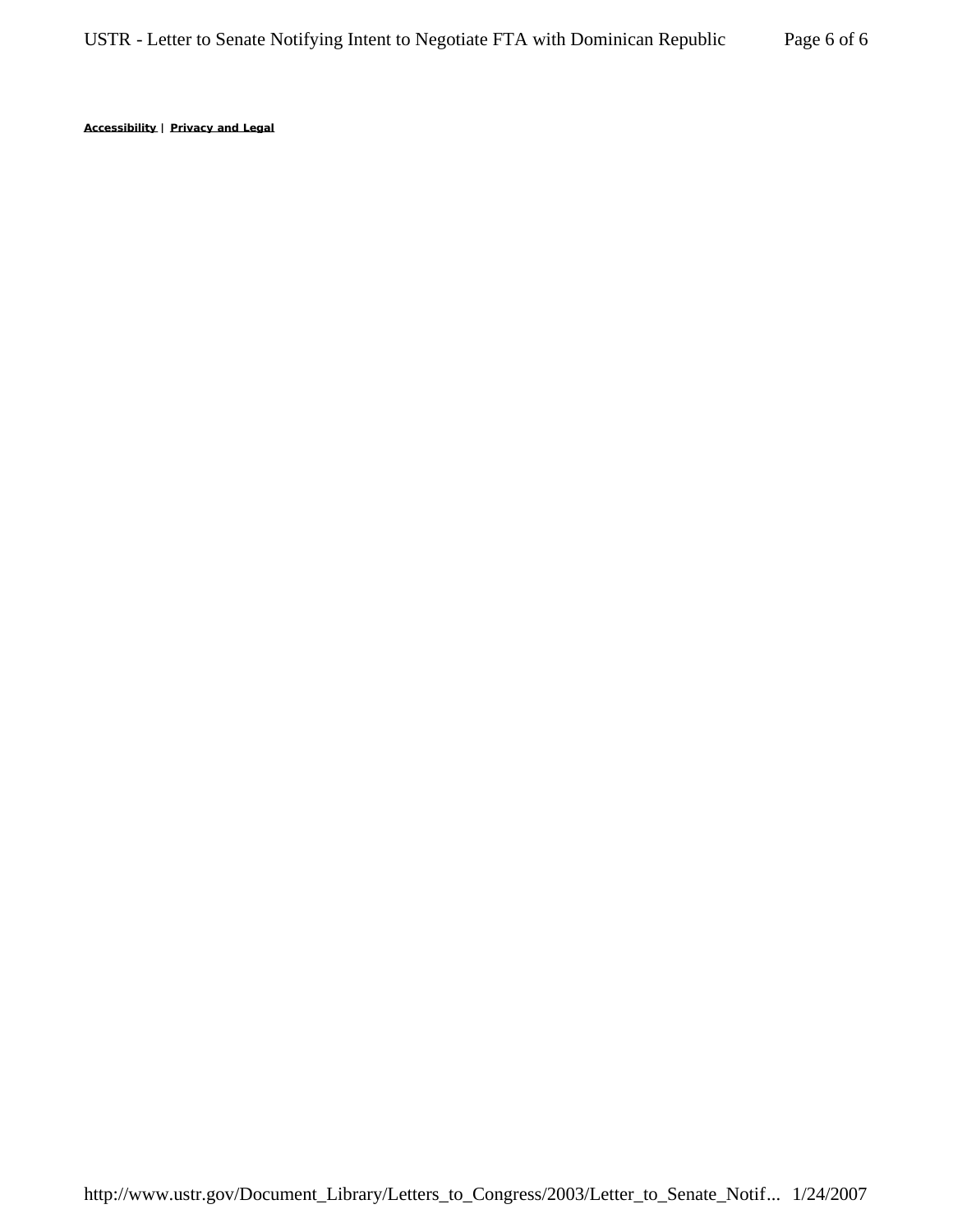Accessibility | Privacy and Legal